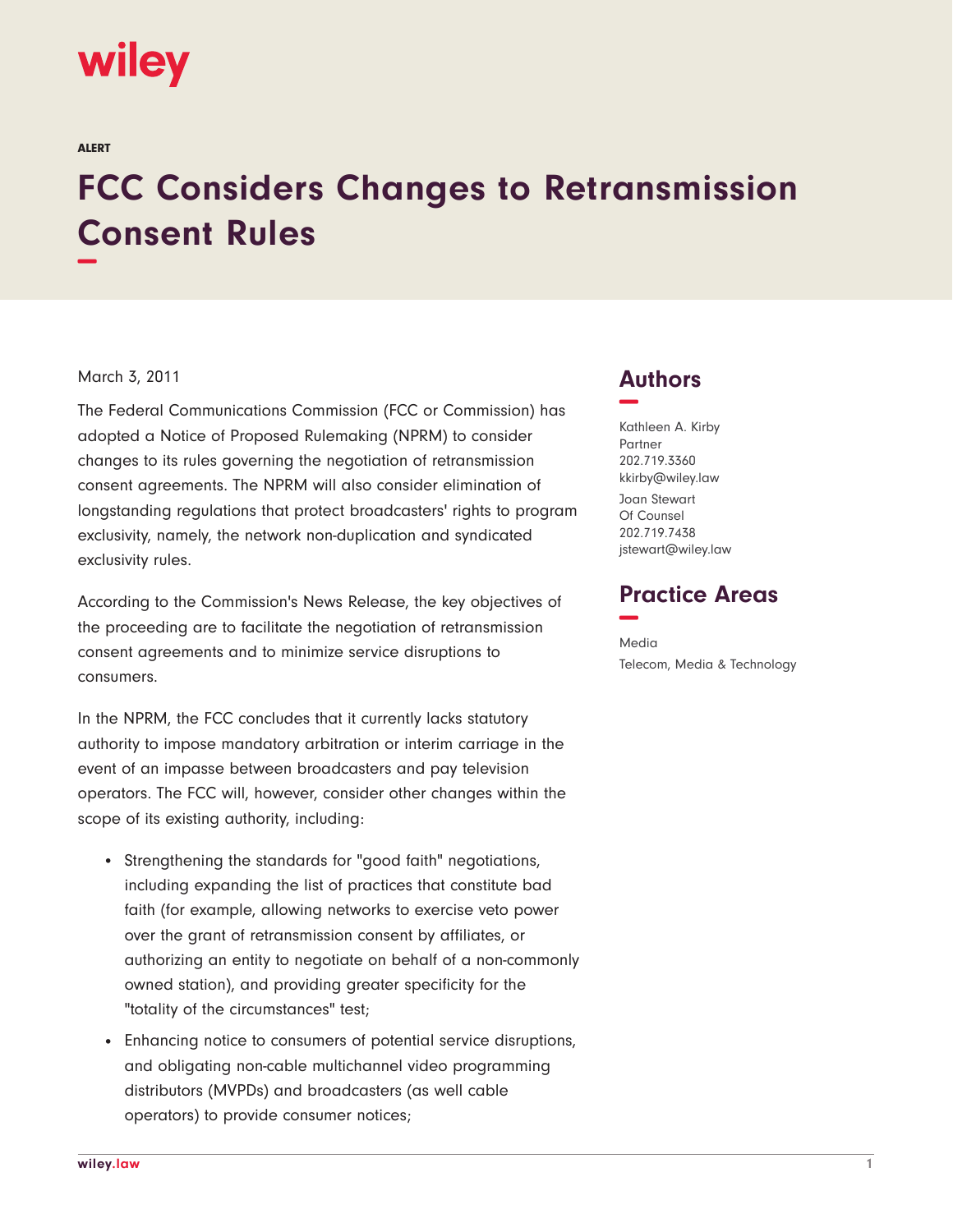wiley

ALERT

# FCC Considers Changes to Retransmission Consent Rules

March 3, 2011

The Federal Communications Commission (FCC or Commission) has adopted a Notice of Proposed Rulemaking (NPRM) to consider changes to its rules governing the negotiation of retransmission consent agreements. The NPRM will also consider elimination of longstanding regulations that protect broadcasters' rights to program exclusivity, namely, the network non-duplication and syndicated exclusivity rules.

According to the Commission's News Release, the key objectives of the proceeding are to facilitate the negotiation of retransmission consent agreements and to minimize service disruptions to consumers.

In the NPRM, the FCC concludes that it currently lacks statutory authority to impose mandatory arbitration or interim carriage in the event of an impasse between broadcasters and pay television operators. The FCC will, however, consider other changes within the scope of its existing authority, including:

- Strengthening the standards for "good faith" negotiations, including expanding the list of practices that constitute bad faith (for example, allowing networks to exercise veto power over the grant of retransmission consent by affiliates, or authorizing an entity to negotiate on behalf of a non-commonly owned station), and providing greater specificity for the "totality of the circumstances" test;
- Enhancing notice to consumers of potential service disruptions, and obligating non-cable multichannel video programming distributors (MVPDs) and broadcasters (as well cable operators) to provide consumer notices;

## Authors

Kathleen A. Kirby
Partner
202.719.3360
kkirby@wiley.law

Joan Stewart
Of Counsel
202.719.7438
jstewart@wiley.law

## Practice Areas

Media
Telecom, Media & Technology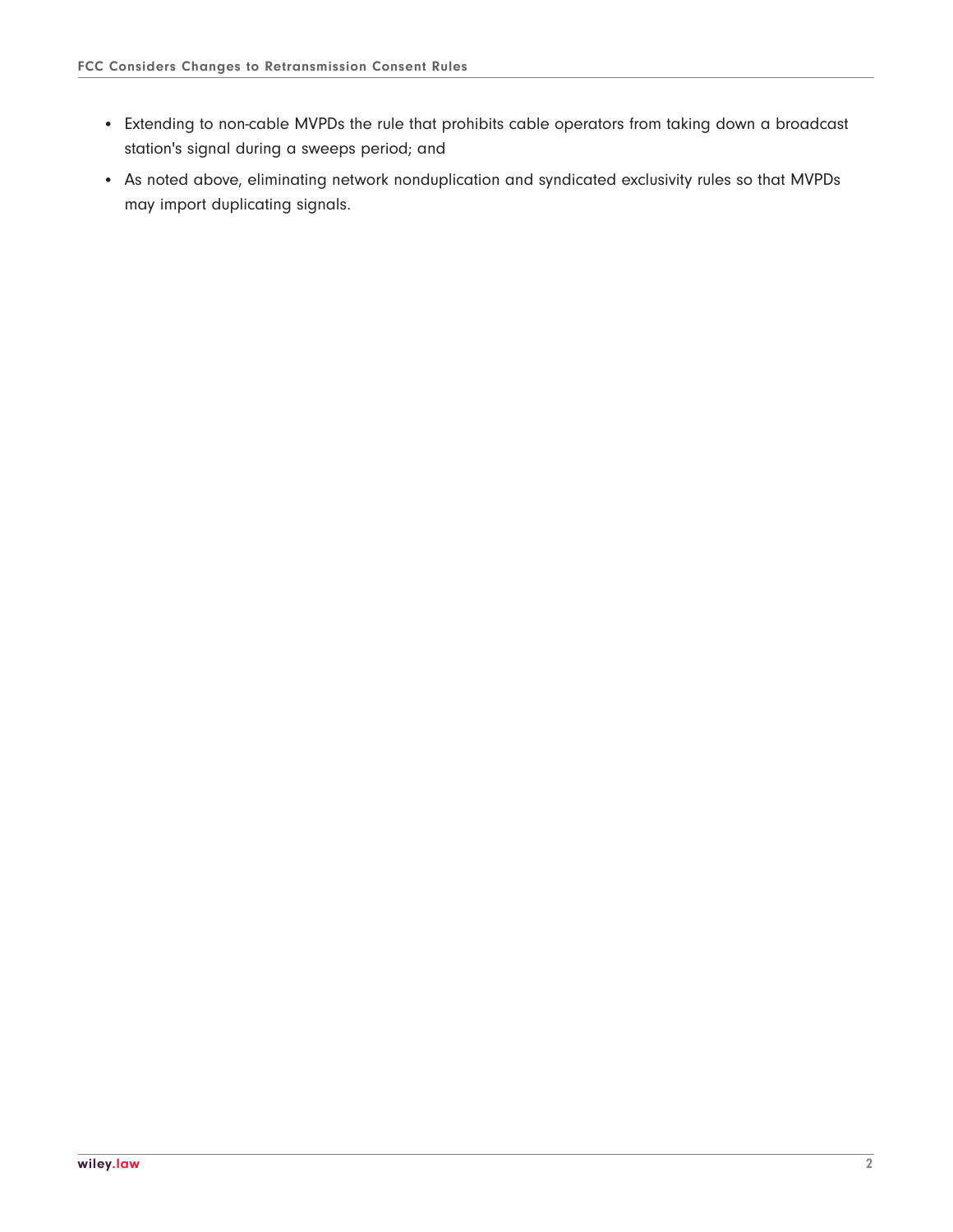- Extending to non-cable MVPDs the rule that prohibits cable operators from taking down a broadcast station's signal during a sweeps period; and
- As noted above, eliminating network nonduplication and syndicated exclusivity rules so that MVPDs may import duplicating signals.